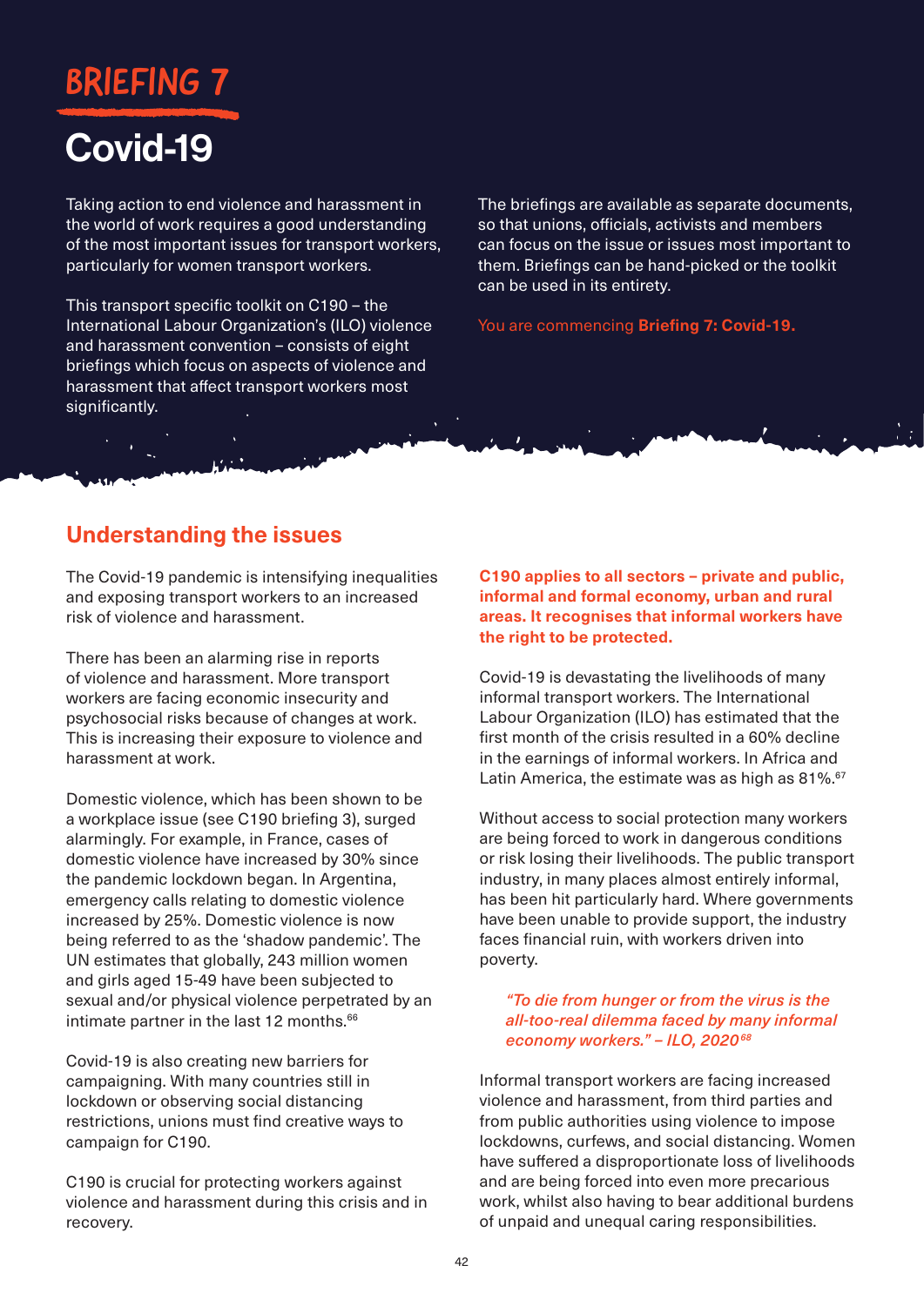# BRIEFING 7

# Covid-19

Taking action to end violence and harassment in the world of work requires a good understanding of the most important issues for transport workers, particularly for women transport workers.

This transport specific toolkit on C190 – the International Labour Organization's (ILO) violence and harassment convention – consists of eight briefings which focus on aspects of violence and harassment that affect transport workers most significantly.

The briefings are available as separate documents, so that unions, officials, activists and members can focus on the issue or issues most important to them. Briefings can be hand-picked or the toolkit can be used in its entirety.

You are commencing **Briefing 7: Covid-19.**

## Understanding the issues

The Covid-19 pandemic is intensifying inequalities and exposing transport workers to an increased risk of violence and harassment.

There has been an alarming rise in reports of violence and harassment. More transport workers are facing economic insecurity and psychosocial risks because of changes at work. This is increasing their exposure to violence and harassment at work.

Domestic violence, which has been shown to be a workplace issue (see C190 briefing 3), surged alarmingly. For example, in France, cases of domestic violence have increased by 30% since the pandemic lockdown began. In Argentina, emergency calls relating to domestic violence increased by 25%. Domestic violence is now being referred to as the 'shadow pandemic'. The UN estimates that globally, 243 million women and girls aged 15-49 have been subjected to sexual and/or physical violence perpetrated by an intimate partner in the last 12 months.[66]

Covid-19 is also creating new barriers for campaigning. With many countries still in lockdown or observing social distancing restrictions, unions must find creative ways to campaign for C190.

C190 is crucial for protecting workers against violence and harassment during this crisis and in recovery.

**C190 applies to all sectors – private and public, informal and formal economy, urban and rural areas. It recognises that informal workers have the right to be protected.**

Covid-19 is devastating the livelihoods of many informal transport workers. The International Labour Organization (ILO) has estimated that the first month of the crisis resulted in a 60% decline in the earnings of informal workers. In Africa and Latin America, the estimate was as high as 81%.[67]

Without access to social protection many workers are being forced to work in dangerous conditions or risk losing their livelihoods. The public transport industry, in many places almost entirely informal, has been hit particularly hard. Where governments have been unable to provide support, the industry faces financial ruin, with workers driven into poverty.

> *"To die from hunger or from the virus is the all-too-real dilemma faced by many informal economy workers." – ILO, 2020*[68]

Informal transport workers are facing increased violence and harassment, from third parties and from public authorities using violence to impose lockdowns, curfews, and social distancing. Women have suffered a disproportionate loss of livelihoods and are being forced into even more precarious work, whilst also having to bear additional burdens of unpaid and unequal caring responsibilities.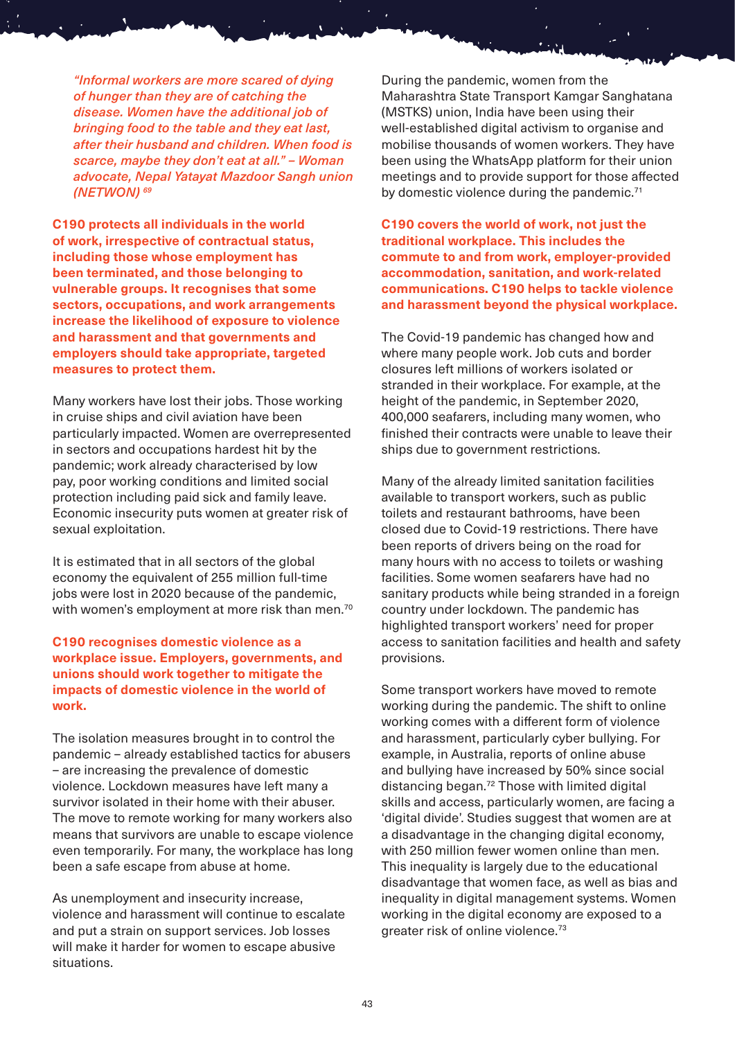*"Informal workers are more scared of dying of hunger than they are of catching the disease. Women have the additional job of bringing food to the table and they eat last, after their husband and children. When food is scarce, maybe they don't eat at all." – Woman advocate, Nepal Yatayat Mazdoor Sangh union (NETWON)* [69]

**C190 protects all individuals in the world of work, irrespective of contractual status, including those whose employment has been terminated, and those belonging to vulnerable groups. It recognises that some sectors, occupations, and work arrangements increase the likelihood of exposure to violence and harassment and that governments and employers should take appropriate, targeted measures to protect them.**

Many workers have lost their jobs. Those working in cruise ships and civil aviation have been particularly impacted. Women are overrepresented in sectors and occupations hardest hit by the pandemic; work already characterised by low pay, poor working conditions and limited social protection including paid sick and family leave. Economic insecurity puts women at greater risk of sexual exploitation.

It is estimated that in all sectors of the global economy the equivalent of 255 million full-time jobs were lost in 2020 because of the pandemic, with women's employment at more risk than men.[70]

**C190 recognises domestic violence as a workplace issue. Employers, governments, and unions should work together to mitigate the impacts of domestic violence in the world of work.**

The isolation measures brought in to control the pandemic – already established tactics for abusers – are increasing the prevalence of domestic violence. Lockdown measures have left many a survivor isolated in their home with their abuser. The move to remote working for many workers also means that survivors are unable to escape violence even temporarily. For many, the workplace has long been a safe escape from abuse at home.

As unemployment and insecurity increase, violence and harassment will continue to escalate and put a strain on support services. Job losses will make it harder for women to escape abusive situations.

During the pandemic, women from the Maharashtra State Transport Kamgar Sanghatana (MSTKS) union, India have been using their well-established digital activism to organise and mobilise thousands of women workers. They have been using the WhatsApp platform for their union meetings and to provide support for those affected by domestic violence during the pandemic.[71]

**C190 covers the world of work, not just the traditional workplace. This includes the commute to and from work, employer-provided accommodation, sanitation, and work-related communications. C190 helps to tackle violence and harassment beyond the physical workplace.**

The Covid-19 pandemic has changed how and where many people work. Job cuts and border closures left millions of workers isolated or stranded in their workplace. For example, at the height of the pandemic, in September 2020, 400,000 seafarers, including many women, who finished their contracts were unable to leave their ships due to government restrictions.

Many of the already limited sanitation facilities available to transport workers, such as public toilets and restaurant bathrooms, have been closed due to Covid-19 restrictions. There have been reports of drivers being on the road for many hours with no access to toilets or washing facilities. Some women seafarers have had no sanitary products while being stranded in a foreign country under lockdown. The pandemic has highlighted transport workers' need for proper access to sanitation facilities and health and safety provisions.

Some transport workers have moved to remote working during the pandemic. The shift to online working comes with a different form of violence and harassment, particularly cyber bullying. For example, in Australia, reports of online abuse and bullying have increased by 50% since social distancing began.[72] Those with limited digital skills and access, particularly women, are facing a 'digital divide'. Studies suggest that women are at a disadvantage in the changing digital economy, with 250 million fewer women online than men. This inequality is largely due to the educational disadvantage that women face, as well as bias and inequality in digital management systems. Women working in the digital economy are exposed to a greater risk of online violence.[73]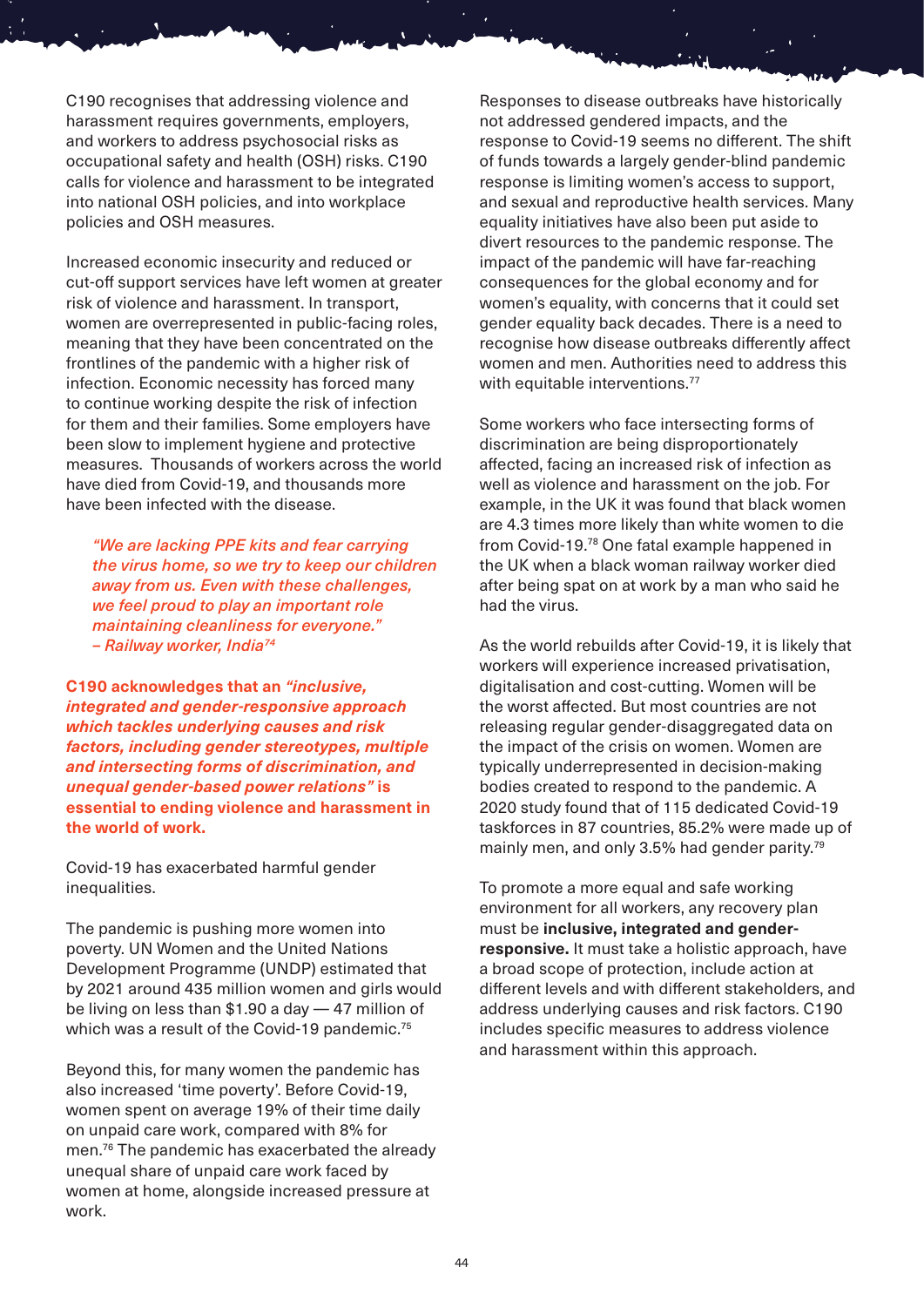C190 recognises that addressing violence and harassment requires governments, employers, and workers to address psychosocial risks as occupational safety and health (OSH) risks. C190 calls for violence and harassment to be integrated into national OSH policies, and into workplace policies and OSH measures.

Increased economic insecurity and reduced or cut-off support services have left women at greater risk of violence and harassment. In transport, women are overrepresented in public-facing roles, meaning that they have been concentrated on the frontlines of the pandemic with a higher risk of infection. Economic necessity has forced many to continue working despite the risk of infection for them and their families. Some employers have been slow to implement hygiene and protective measures. Thousands of workers across the world have died from Covid-19, and thousands more have been infected with the disease.

> *"We are lacking PPE kits and fear carrying the virus home, so we try to keep our children away from us. Even with these challenges, we feel proud to play an important role maintaining cleanliness for everyone."*
> *– Railway worker, India[74]*

**C190 acknowledges that an *"inclusive, integrated and gender-responsive approach which tackles underlying causes and risk factors, including gender stereotypes, multiple and intersecting forms of discrimination, and unequal gender-based power relations"* is essential to ending violence and harassment in the world of work.**

Covid-19 has exacerbated harmful gender inequalities.

The pandemic is pushing more women into poverty. UN Women and the United Nations Development Programme (UNDP) estimated that by 2021 around 435 million women and girls would be living on less than $1.90 a day — 47 million of which was a result of the Covid-19 pandemic.[75]

Beyond this, for many women the pandemic has also increased 'time poverty'. Before Covid-19, women spent on average 19% of their time daily on unpaid care work, compared with 8% for men.[76] The pandemic has exacerbated the already unequal share of unpaid care work faced by women at home, alongside increased pressure at work.

Responses to disease outbreaks have historically not addressed gendered impacts, and the response to Covid-19 seems no different. The shift of funds towards a largely gender-blind pandemic response is limiting women's access to support, and sexual and reproductive health services. Many equality initiatives have also been put aside to divert resources to the pandemic response. The impact of the pandemic will have far-reaching consequences for the global economy and for women's equality, with concerns that it could set gender equality back decades. There is a need to recognise how disease outbreaks differently affect women and men. Authorities need to address this with equitable interventions.[77]

Some workers who face intersecting forms of discrimination are being disproportionately affected, facing an increased risk of infection as well as violence and harassment on the job. For example, in the UK it was found that black women are 4.3 times more likely than white women to die from Covid-19.[78] One fatal example happened in the UK when a black woman railway worker died after being spat on at work by a man who said he had the virus.

As the world rebuilds after Covid-19, it is likely that workers will experience increased privatisation, digitalisation and cost-cutting. Women will be the worst affected. But most countries are not releasing regular gender-disaggregated data on the impact of the crisis on women. Women are typically underrepresented in decision-making bodies created to respond to the pandemic. A 2020 study found that of 115 dedicated Covid-19 taskforces in 87 countries, 85.2% were made up of mainly men, and only 3.5% had gender parity.[79]

To promote a more equal and safe working environment for all workers, any recovery plan must be **inclusive, integrated and gender-responsive.** It must take a holistic approach, have a broad scope of protection, include action at different levels and with different stakeholders, and address underlying causes and risk factors. C190 includes specific measures to address violence and harassment within this approach.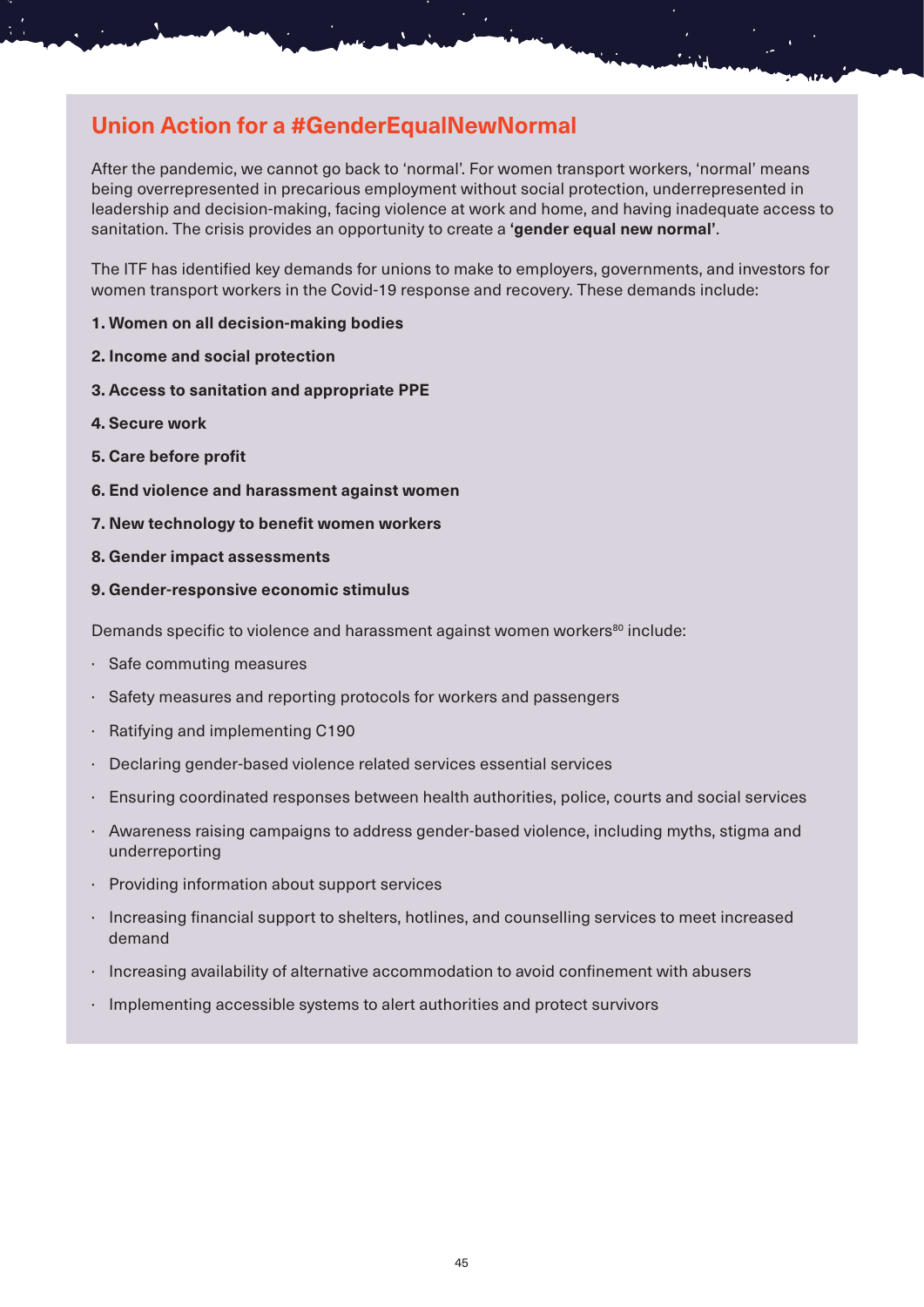## Union Action for a #GenderEqualNewNormal

After the pandemic, we cannot go back to 'normal'. For women transport workers, 'normal' means being overrepresented in precarious employment without social protection, underrepresented in leadership and decision-making, facing violence at work and home, and having inadequate access to sanitation. The crisis provides an opportunity to create a **'gender equal new normal'**.

The ITF has identified key demands for unions to make to employers, governments, and investors for women transport workers in the Covid-19 response and recovery. These demands include:

1. **Women on all decision-making bodies**
2. **Income and social protection**
3. **Access to sanitation and appropriate PPE**
4. **Secure work**
5. **Care before profit**
6. **End violence and harassment against women**
7. **New technology to benefit women workers**
8. **Gender impact assessments**
9. **Gender-responsive economic stimulus**

Demands specific to violence and harassment against women workers[80] include:

- Safe commuting measures
- Safety measures and reporting protocols for workers and passengers
- Ratifying and implementing C190
- Declaring gender-based violence related services essential services
- Ensuring coordinated responses between health authorities, police, courts and social services
- Awareness raising campaigns to address gender-based violence, including myths, stigma and underreporting
- Providing information about support services
- Increasing financial support to shelters, hotlines, and counselling services to meet increased demand
- Increasing availability of alternative accommodation to avoid confinement with abusers
- Implementing accessible systems to alert authorities and protect survivors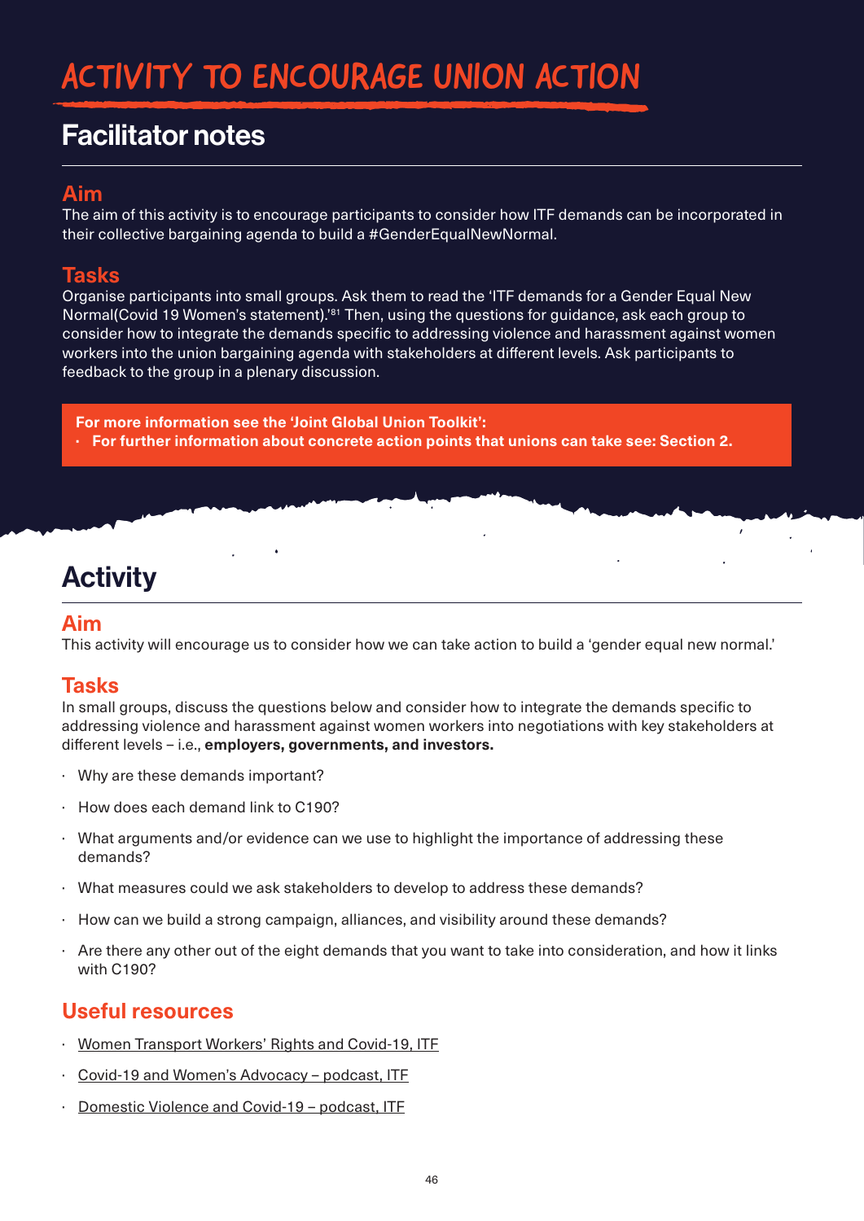# ACTIVITY TO ENCOURAGE UNION ACTION

## Facilitator notes

### Aim

The aim of this activity is to encourage participants to consider how ITF demands can be incorporated in their collective bargaining agenda to build a #GenderEqualNewNormal.

### Tasks

Organise participants into small groups. Ask them to read the 'ITF demands for a Gender Equal New Normal(Covid 19 Women's statement).'[81] Then, using the questions for guidance, ask each group to consider how to integrate the demands specific to addressing violence and harassment against women workers into the union bargaining agenda with stakeholders at different levels. Ask participants to feedback to the group in a plenary discussion.

**For more information see the 'Joint Global Union Toolkit':**

- **For further information about concrete action points that unions can take see: Section 2.**

## Activity

### Aim

This activity will encourage us to consider how we can take action to build a 'gender equal new normal.'

### Tasks

In small groups, discuss the questions below and consider how to integrate the demands specific to addressing violence and harassment against women workers into negotiations with key stakeholders at different levels – i.e., **employers, governments, and investors.**

- Why are these demands important?
- How does each demand link to C190?
- What arguments and/or evidence can we use to highlight the importance of addressing these demands?
- What measures could we ask stakeholders to develop to address these demands?
- How can we build a strong campaign, alliances, and visibility around these demands?
- Are there any other out of the eight demands that you want to take into consideration, and how it links with C190?

### Useful resources

- Women Transport Workers' Rights and Covid-19, ITF
- Covid-19 and Women's Advocacy – podcast, ITF
- Domestic Violence and Covid-19 – podcast, ITF